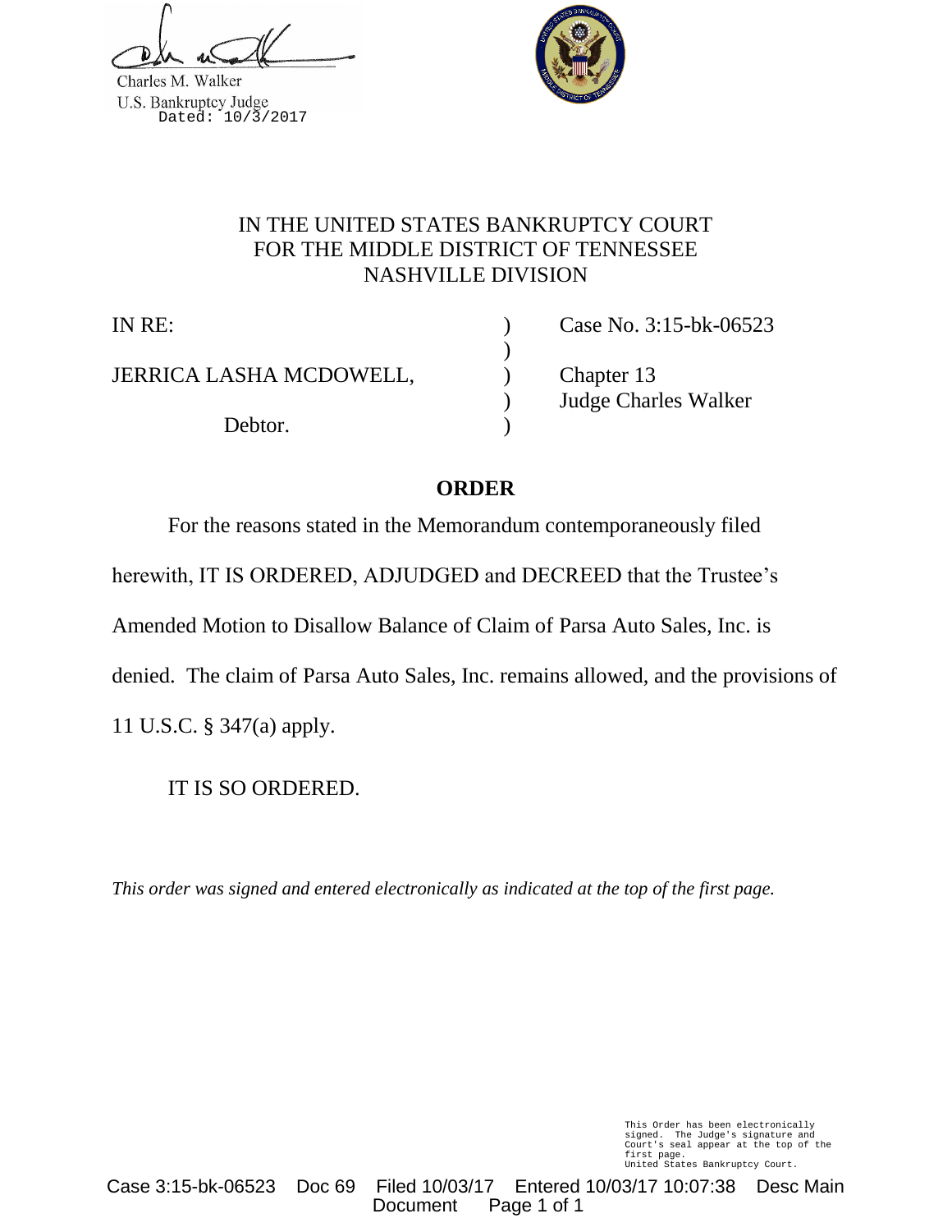Charles M. Walker
U.S. Bankruptcy Judge
Dated: 10/3/2017

IN THE UNITED STATES BANKRUPTCY COURT
FOR THE MIDDLE DISTRICT OF TENNESSEE
NASHVILLE DIVISION

| | | |
|---|---|---|
| IN RE: | ) | Case No. 3:15-bk-06523 |
| | ) | |
| JERRICA LASHA MCDOWELL, | ) | Chapter 13 |
| | ) | Judge Charles Walker |
| Debtor. | ) | |

## ORDER

For the reasons stated in the Memorandum contemporaneously filed herewith, IT IS ORDERED, ADJUDGED and DECREED that the Trustee's Amended Motion to Disallow Balance of Claim of Parsa Auto Sales, Inc. is denied. The claim of Parsa Auto Sales, Inc. remains allowed, and the provisions of 11 U.S.C. § 347(a) apply.

IT IS SO ORDERED.

*This order was signed and entered electronically as indicated at the top of the first page.*

This Order has been electronically signed. The Judge's signature and Court's seal appear at the top of the first page.
United States Bankruptcy Court.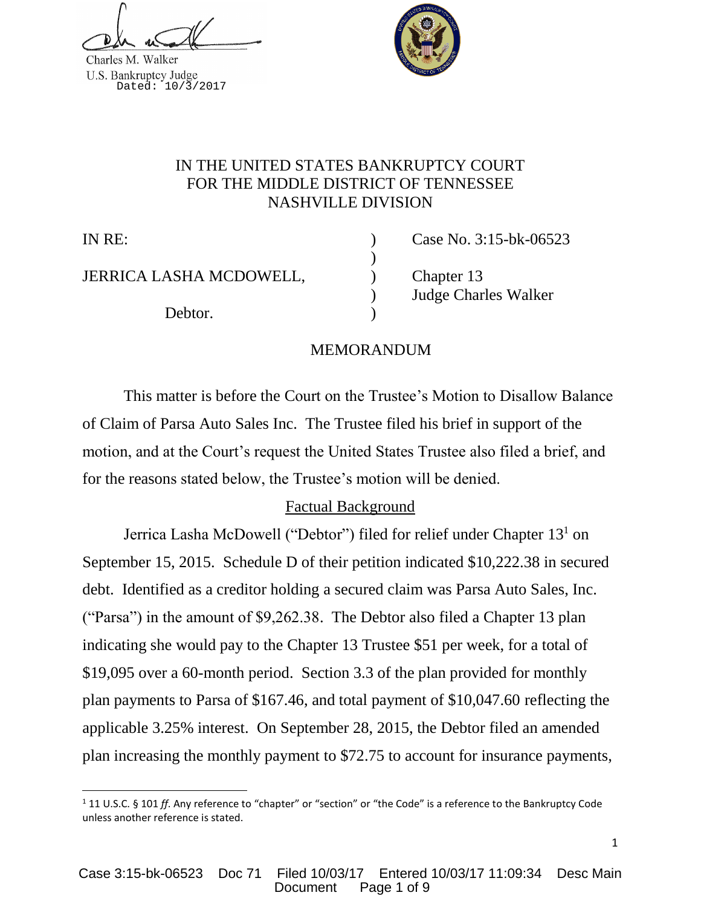Charles M. Walker
U.S. Bankruptcy Judge
Dated: 10/3/2017

# IN THE UNITED STATES BANKRUPTCY COURT
# FOR THE MIDDLE DISTRICT OF TENNESSEE
# NASHVILLE DIVISION

| | | |
|---|---|---|
| IN RE: | ) | Case No. 3:15-bk-06523 |
| | ) | |
| JERRICA LASHA MCDOWELL, | ) | Chapter 13 |
| | ) | Judge Charles Walker |
| Debtor. | ) | |

## MEMORANDUM

This matter is before the Court on the Trustee's Motion to Disallow Balance of Claim of Parsa Auto Sales Inc. The Trustee filed his brief in support of the motion, and at the Court's request the United States Trustee also filed a brief, and for the reasons stated below, the Trustee's motion will be denied.

### Factual Background

Jerrica Lasha McDowell ("Debtor") filed for relief under Chapter 13[1] on September 15, 2015. Schedule D of their petition indicated $10,222.38 in secured debt. Identified as a creditor holding a secured claim was Parsa Auto Sales, Inc. ("Parsa") in the amount of $9,262.38. The Debtor also filed a Chapter 13 plan indicating she would pay to the Chapter 13 Trustee $51 per week, for a total of $19,095 over a 60-month period. Section 3.3 of the plan provided for monthly plan payments to Parsa of $167.46, and total payment of $10,047.60 reflecting the applicable 3.25% interest. On September 28, 2015, the Debtor filed an amended plan increasing the monthly payment to $72.75 to account for insurance payments,

[1] 11 U.S.C. § 101 *ff*. Any reference to "chapter" or "section" or "the Code" is a reference to the Bankruptcy Code unless another reference is stated.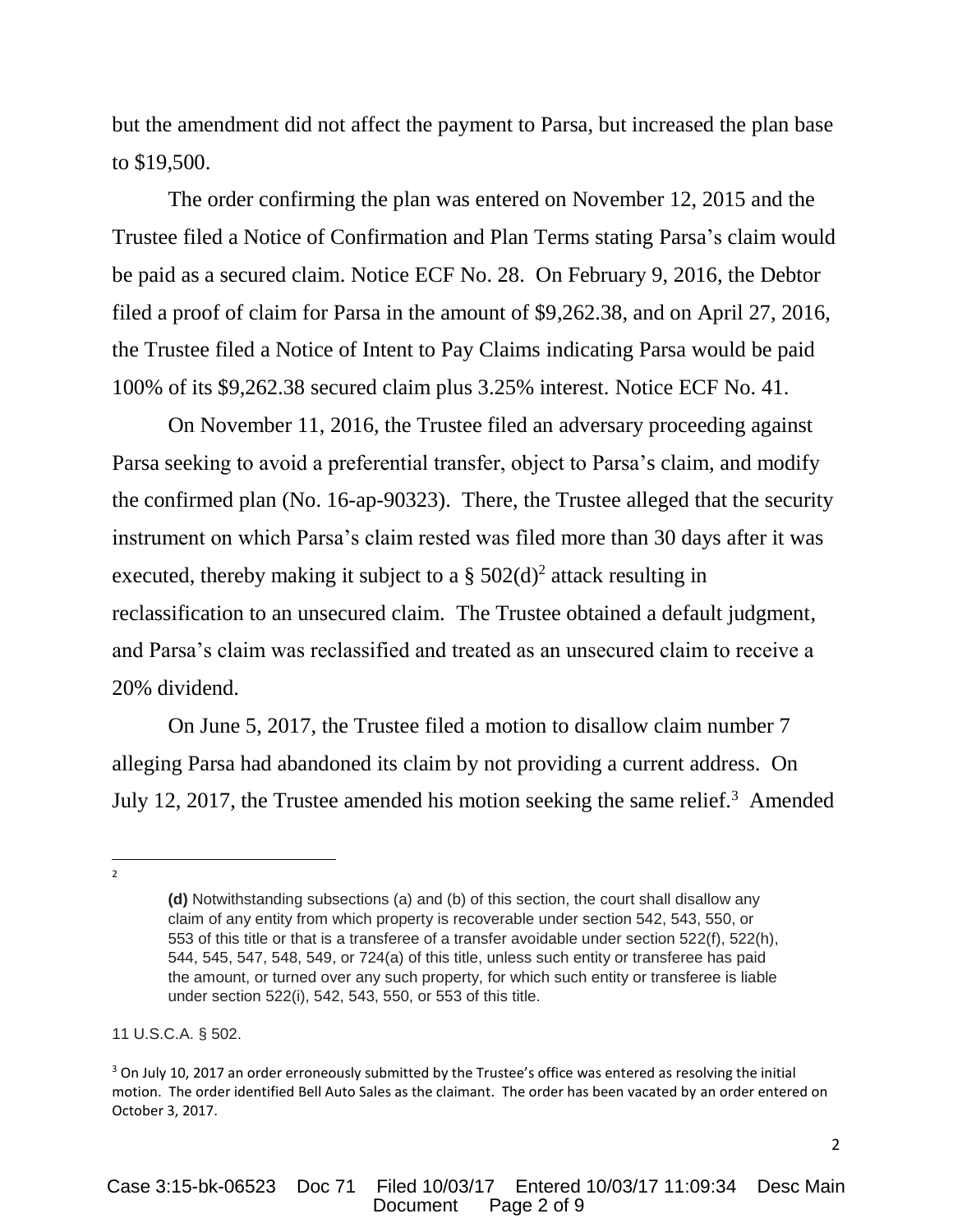but the amendment did not affect the payment to Parsa, but increased the plan base to $19,500.

The order confirming the plan was entered on November 12, 2015 and the Trustee filed a Notice of Confirmation and Plan Terms stating Parsa's claim would be paid as a secured claim. Notice ECF No. 28. On February 9, 2016, the Debtor filed a proof of claim for Parsa in the amount of $9,262.38, and on April 27, 2016, the Trustee filed a Notice of Intent to Pay Claims indicating Parsa would be paid 100% of its $9,262.38 secured claim plus 3.25% interest. Notice ECF No. 41.

On November 11, 2016, the Trustee filed an adversary proceeding against Parsa seeking to avoid a preferential transfer, object to Parsa's claim, and modify the confirmed plan (No. 16-ap-90323). There, the Trustee alleged that the security instrument on which Parsa's claim rested was filed more than 30 days after it was executed, thereby making it subject to a § 502(d)[2] attack resulting in reclassification to an unsecured claim. The Trustee obtained a default judgment, and Parsa's claim was reclassified and treated as an unsecured claim to receive a 20% dividend.

On June 5, 2017, the Trustee filed a motion to disallow claim number 7 alleging Parsa had abandoned its claim by not providing a current address. On July 12, 2017, the Trustee amended his motion seeking the same relief.[3] Amended

---

[2]

> **(d)** Notwithstanding subsections (a) and (b) of this section, the court shall disallow any claim of any entity from which property is recoverable under section 542, 543, 550, or 553 of this title or that is a transferee of a transfer avoidable under section 522(f), 522(h), 544, 545, 547, 548, 549, or 724(a) of this title, unless such entity or transferee has paid the amount, or turned over any such property, for which such entity or transferee is liable under section 522(i), 542, 543, 550, or 553 of this title.

11 U.S.C.A. § 502.

[3] On July 10, 2017 an order erroneously submitted by the Trustee's office was entered as resolving the initial motion. The order identified Bell Auto Sales as the claimant. The order has been vacated by an order entered on October 3, 2017.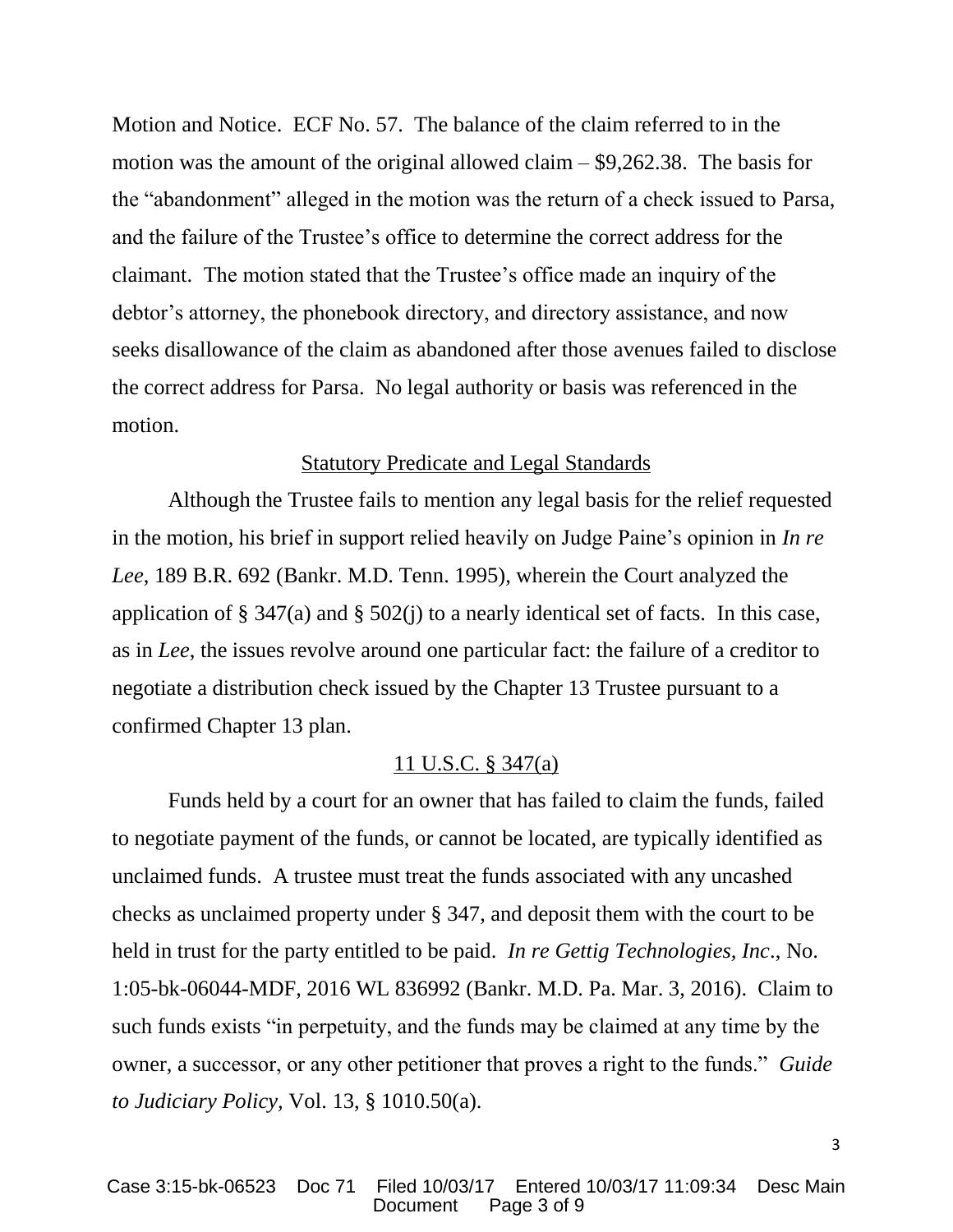Motion and Notice. ECF No. 57. The balance of the claim referred to in the motion was the amount of the original allowed claim – $9,262.38. The basis for the "abandonment" alleged in the motion was the return of a check issued to Parsa, and the failure of the Trustee's office to determine the correct address for the claimant. The motion stated that the Trustee's office made an inquiry of the debtor's attorney, the phonebook directory, and directory assistance, and now seeks disallowance of the claim as abandoned after those avenues failed to disclose the correct address for Parsa. No legal authority or basis was referenced in the motion.

## Statutory Predicate and Legal Standards

Although the Trustee fails to mention any legal basis for the relief requested in the motion, his brief in support relied heavily on Judge Paine's opinion in *In re Lee*, 189 B.R. 692 (Bankr. M.D. Tenn. 1995), wherein the Court analyzed the application of § 347(a) and § 502(j) to a nearly identical set of facts. In this case, as in *Lee*, the issues revolve around one particular fact: the failure of a creditor to negotiate a distribution check issued by the Chapter 13 Trustee pursuant to a confirmed Chapter 13 plan.

### 11 U.S.C. § 347(a)

Funds held by a court for an owner that has failed to claim the funds, failed to negotiate payment of the funds, or cannot be located, are typically identified as unclaimed funds. A trustee must treat the funds associated with any uncashed checks as unclaimed property under § 347, and deposit them with the court to be held in trust for the party entitled to be paid. *In re Gettig Technologies, Inc.*, No. 1:05-bk-06044-MDF, 2016 WL 836992 (Bankr. M.D. Pa. Mar. 3, 2016). Claim to such funds exists "in perpetuity, and the funds may be claimed at any time by the owner, a successor, or any other petitioner that proves a right to the funds." *Guide to Judiciary Policy*, Vol. 13, § 1010.50(a).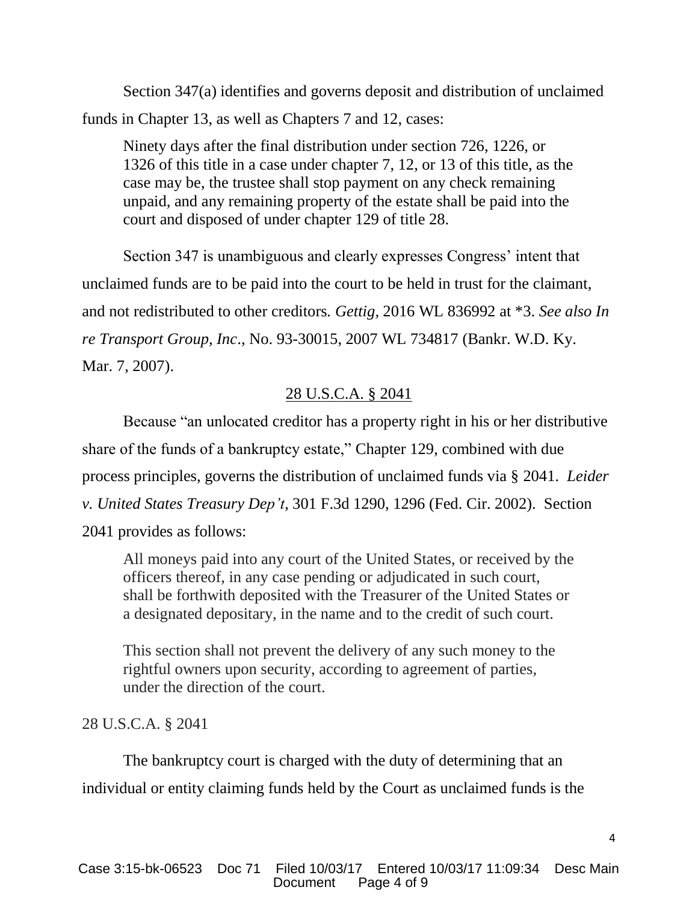Section 347(a) identifies and governs deposit and distribution of unclaimed funds in Chapter 13, as well as Chapters 7 and 12, cases:

> Ninety days after the final distribution under section 726, 1226, or 1326 of this title in a case under chapter 7, 12, or 13 of this title, as the case may be, the trustee shall stop payment on any check remaining unpaid, and any remaining property of the estate shall be paid into the court and disposed of under chapter 129 of title 28.

Section 347 is unambiguous and clearly expresses Congress' intent that unclaimed funds are to be paid into the court to be held in trust for the claimant, and not redistributed to other creditors. *Gettig*, 2016 WL 836992 at \*3. *See also In re Transport Group, Inc*., No. 93-30015, 2007 WL 734817 (Bankr. W.D. Ky. Mar. 7, 2007).

28 U.S.C.A. § 2041

Because "an unlocated creditor has a property right in his or her distributive share of the funds of a bankruptcy estate," Chapter 129, combined with due process principles, governs the distribution of unclaimed funds via § 2041. *Leider v. United States Treasury Dep't*, 301 F.3d 1290, 1296 (Fed. Cir. 2002). Section 2041 provides as follows:

> All moneys paid into any court of the United States, or received by the officers thereof, in any case pending or adjudicated in such court, shall be forthwith deposited with the Treasurer of the United States or a designated depositary, in the name and to the credit of such court.
>
> This section shall not prevent the delivery of any such money to the rightful owners upon security, according to agreement of parties, under the direction of the court.

28 U.S.C.A. § 2041

The bankruptcy court is charged with the duty of determining that an individual or entity claiming funds held by the Court as unclaimed funds is the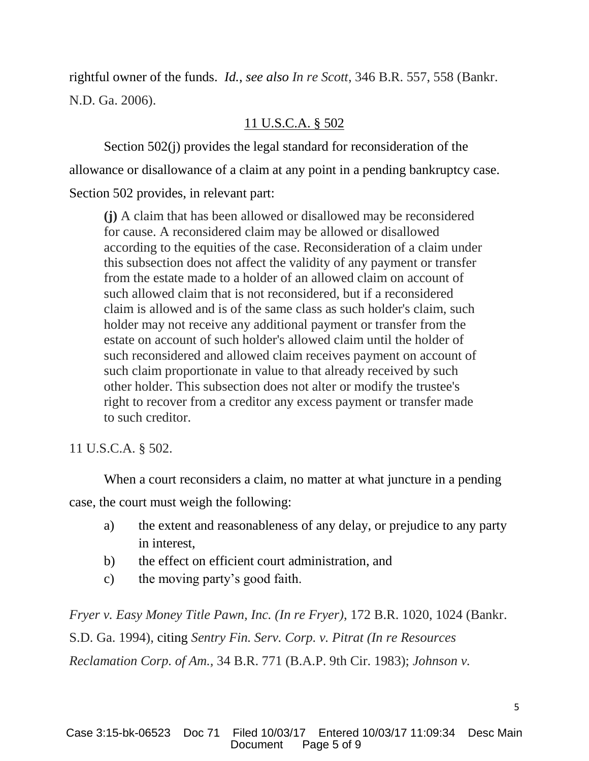rightful owner of the funds. *Id.*, *see also In re Scott*, 346 B.R. 557, 558 (Bankr. N.D. Ga. 2006).

## 11 U.S.C.A. § 502

Section 502(j) provides the legal standard for reconsideration of the allowance or disallowance of a claim at any point in a pending bankruptcy case. Section 502 provides, in relevant part:

> **(j)** A claim that has been allowed or disallowed may be reconsidered for cause. A reconsidered claim may be allowed or disallowed according to the equities of the case. Reconsideration of a claim under this subsection does not affect the validity of any payment or transfer from the estate made to a holder of an allowed claim on account of such allowed claim that is not reconsidered, but if a reconsidered claim is allowed and is of the same class as such holder's claim, such holder may not receive any additional payment or transfer from the estate on account of such holder's allowed claim until the holder of such reconsidered and allowed claim receives payment on account of such claim proportionate in value to that already received by such other holder. This subsection does not alter or modify the trustee's right to recover from a creditor any excess payment or transfer made to such creditor.

11 U.S.C.A. § 502.

When a court reconsiders a claim, no matter at what juncture in a pending case, the court must weigh the following:

a) the extent and reasonableness of any delay, or prejudice to any party in interest,

b) the effect on efficient court administration, and

c) the moving party's good faith.

*Fryer v. Easy Money Title Pawn, Inc. (In re Fryer)*, 172 B.R. 1020, 1024 (Bankr. S.D. Ga. 1994), citing *Sentry Fin. Serv. Corp. v. Pitrat (In re Resources Reclamation Corp. of Am.*, 34 B.R. 771 (B.A.P. 9th Cir. 1983); *Johnson v.*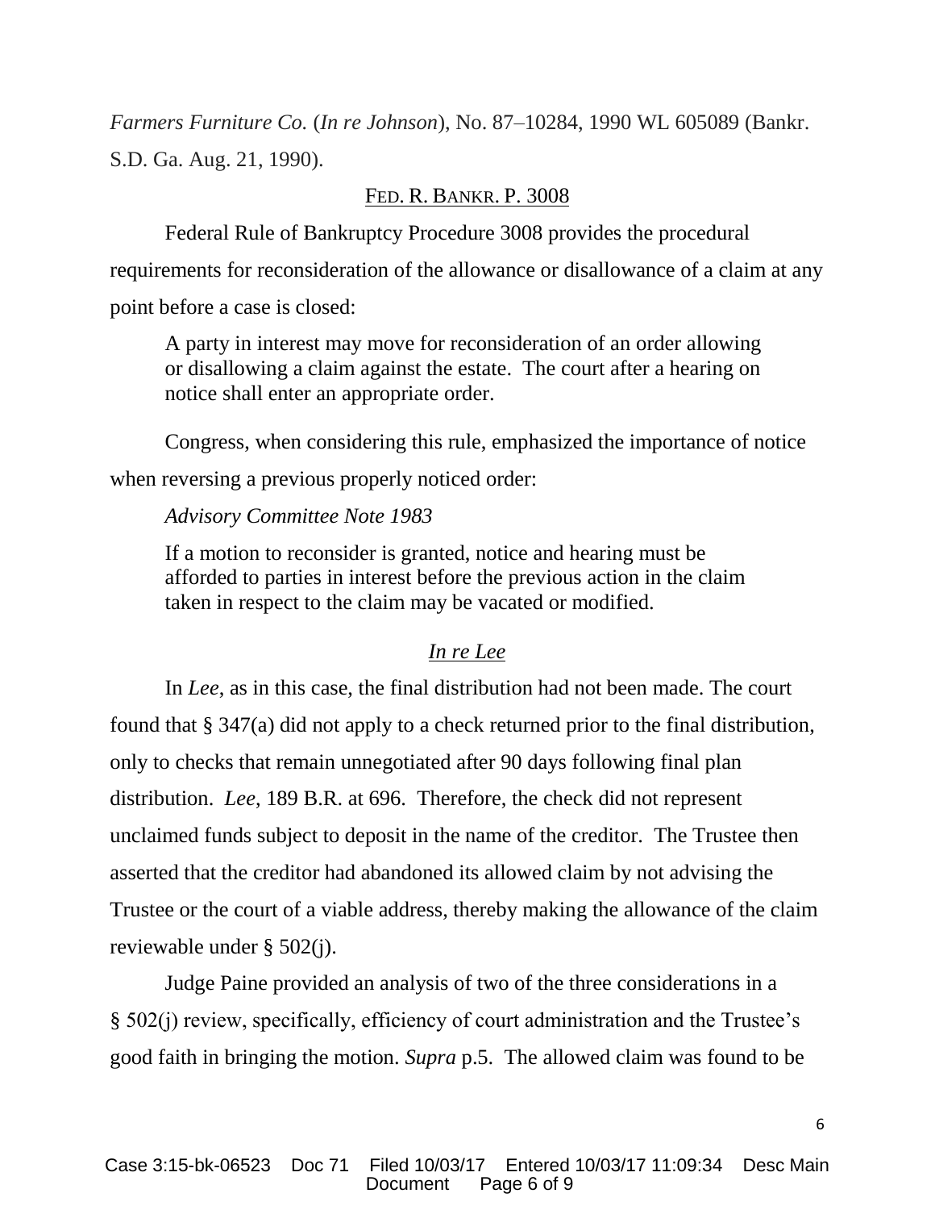*Farmers Furniture Co.* (*In re Johnson*), No. 87–10284, 1990 WL 605089 (Bankr. S.D. Ga. Aug. 21, 1990).

<u>FED. R. BANKR. P. 3008</u>

Federal Rule of Bankruptcy Procedure 3008 provides the procedural requirements for reconsideration of the allowance or disallowance of a claim at any point before a case is closed:

> A party in interest may move for reconsideration of an order allowing or disallowing a claim against the estate. The court after a hearing on notice shall enter an appropriate order.

Congress, when considering this rule, emphasized the importance of notice when reversing a previous properly noticed order:

> *Advisory Committee Note 1983*
>
> If a motion to reconsider is granted, notice and hearing must be afforded to parties in interest before the previous action in the claim taken in respect to the claim may be vacated or modified.

<u>*In re Lee*</u>

In *Lee*, as in this case, the final distribution had not been made. The court found that § 347(a) did not apply to a check returned prior to the final distribution, only to checks that remain unnegotiated after 90 days following final plan distribution. *Lee*, 189 B.R. at 696. Therefore, the check did not represent unclaimed funds subject to deposit in the name of the creditor. The Trustee then asserted that the creditor had abandoned its allowed claim by not advising the Trustee or the court of a viable address, thereby making the allowance of the claim reviewable under § 502(j).

Judge Paine provided an analysis of two of the three considerations in a § 502(j) review, specifically, efficiency of court administration and the Trustee's good faith in bringing the motion. *Supra* p.5. The allowed claim was found to be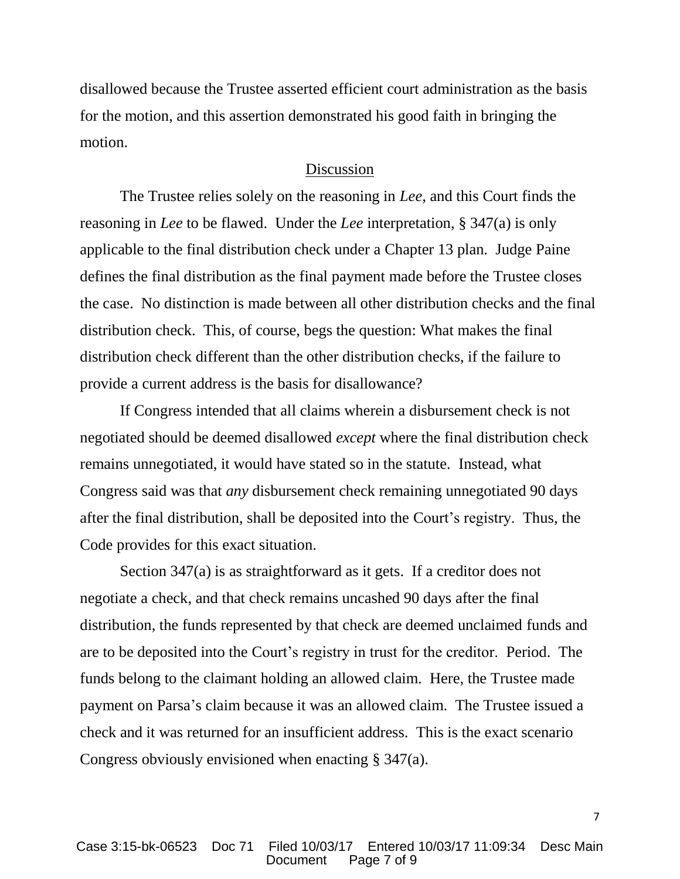disallowed because the Trustee asserted efficient court administration as the basis for the motion, and this assertion demonstrated his good faith in bringing the motion.

## Discussion

The Trustee relies solely on the reasoning in *Lee,* and this Court finds the reasoning in *Lee* to be flawed. Under the *Lee* interpretation, § 347(a) is only applicable to the final distribution check under a Chapter 13 plan. Judge Paine defines the final distribution as the final payment made before the Trustee closes the case. No distinction is made between all other distribution checks and the final distribution check. This, of course, begs the question: What makes the final distribution check different than the other distribution checks, if the failure to provide a current address is the basis for disallowance?

If Congress intended that all claims wherein a disbursement check is not negotiated should be deemed disallowed *except* where the final distribution check remains unnegotiated, it would have stated so in the statute. Instead, what Congress said was that *any* disbursement check remaining unnegotiated 90 days after the final distribution, shall be deposited into the Court's registry. Thus, the Code provides for this exact situation.

Section 347(a) is as straightforward as it gets. If a creditor does not negotiate a check, and that check remains uncashed 90 days after the final distribution, the funds represented by that check are deemed unclaimed funds and are to be deposited into the Court's registry in trust for the creditor. Period. The funds belong to the claimant holding an allowed claim. Here, the Trustee made payment on Parsa's claim because it was an allowed claim. The Trustee issued a check and it was returned for an insufficient address. This is the exact scenario Congress obviously envisioned when enacting § 347(a).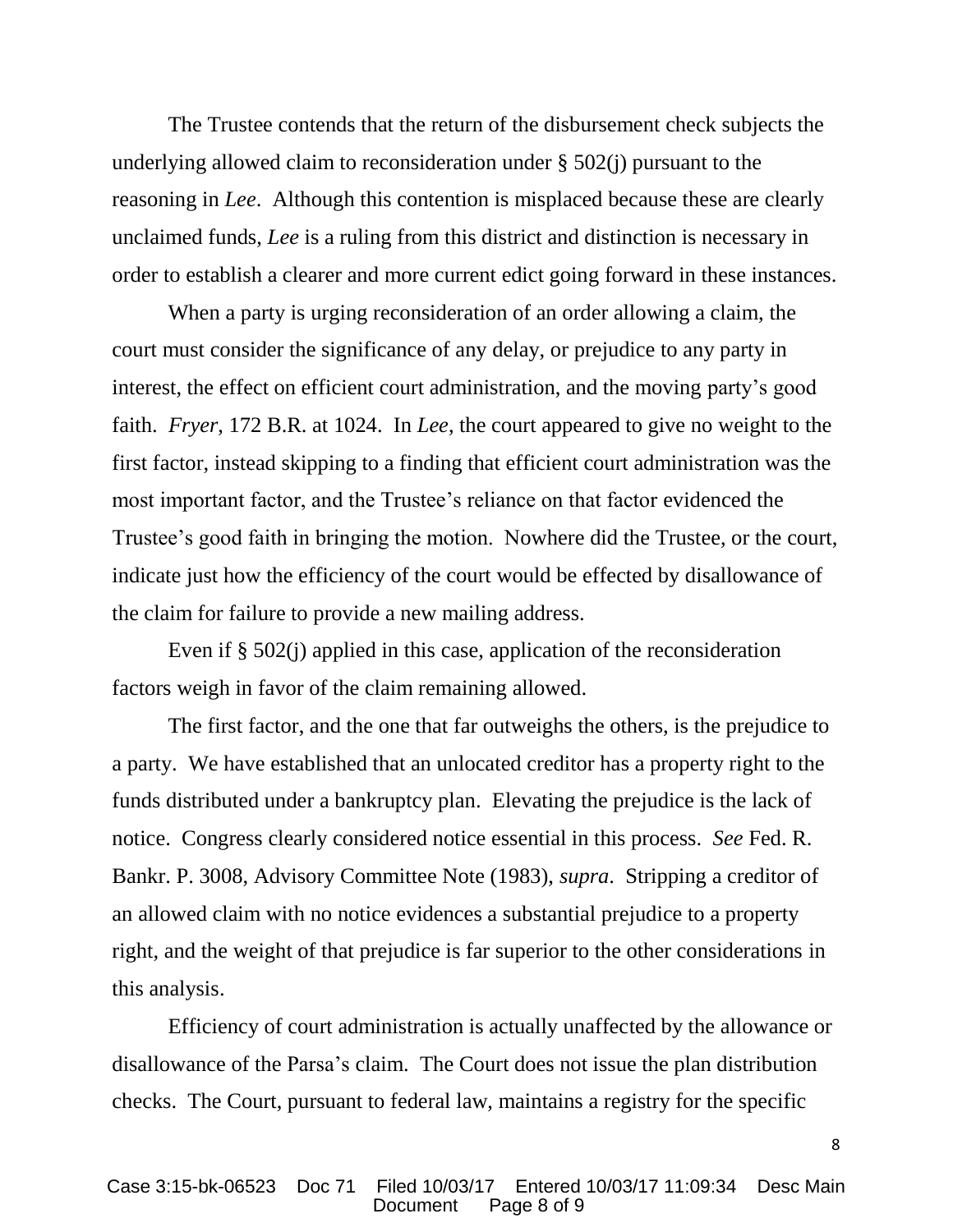The Trustee contends that the return of the disbursement check subjects the underlying allowed claim to reconsideration under § 502(j) pursuant to the reasoning in *Lee*. Although this contention is misplaced because these are clearly unclaimed funds, *Lee* is a ruling from this district and distinction is necessary in order to establish a clearer and more current edict going forward in these instances.

When a party is urging reconsideration of an order allowing a claim, the court must consider the significance of any delay, or prejudice to any party in interest, the effect on efficient court administration, and the moving party's good faith. *Fryer*, 172 B.R. at 1024. In *Lee*, the court appeared to give no weight to the first factor, instead skipping to a finding that efficient court administration was the most important factor, and the Trustee's reliance on that factor evidenced the Trustee's good faith in bringing the motion. Nowhere did the Trustee, or the court, indicate just how the efficiency of the court would be effected by disallowance of the claim for failure to provide a new mailing address.

Even if § 502(j) applied in this case, application of the reconsideration factors weigh in favor of the claim remaining allowed.

The first factor, and the one that far outweighs the others, is the prejudice to a party. We have established that an unlocated creditor has a property right to the funds distributed under a bankruptcy plan. Elevating the prejudice is the lack of notice. Congress clearly considered notice essential in this process. *See* Fed. R. Bankr. P. 3008, Advisory Committee Note (1983), *supra*. Stripping a creditor of an allowed claim with no notice evidences a substantial prejudice to a property right, and the weight of that prejudice is far superior to the other considerations in this analysis.

Efficiency of court administration is actually unaffected by the allowance or disallowance of the Parsa's claim. The Court does not issue the plan distribution checks. The Court, pursuant to federal law, maintains a registry for the specific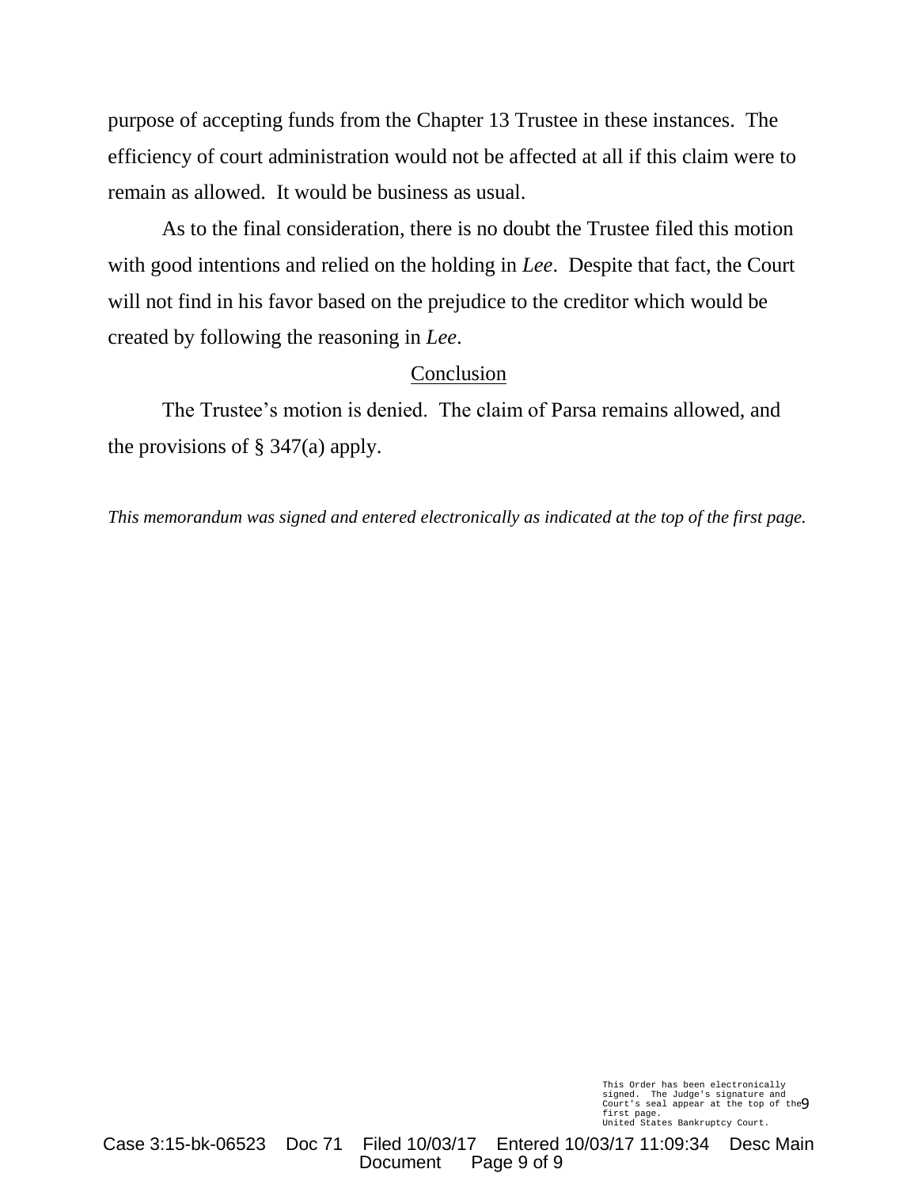purpose of accepting funds from the Chapter 13 Trustee in these instances. The efficiency of court administration would not be affected at all if this claim were to remain as allowed. It would be business as usual.

As to the final consideration, there is no doubt the Trustee filed this motion with good intentions and relied on the holding in *Lee*. Despite that fact, the Court will not find in his favor based on the prejudice to the creditor which would be created by following the reasoning in *Lee*.

## Conclusion

The Trustee's motion is denied. The claim of Parsa remains allowed, and the provisions of § 347(a) apply.

*This memorandum was signed and entered electronically as indicated at the top of the first page.*

This Order has been electronically signed. The Judge's signature and Court's seal appear at the top of the first page.
United States Bankruptcy Court.